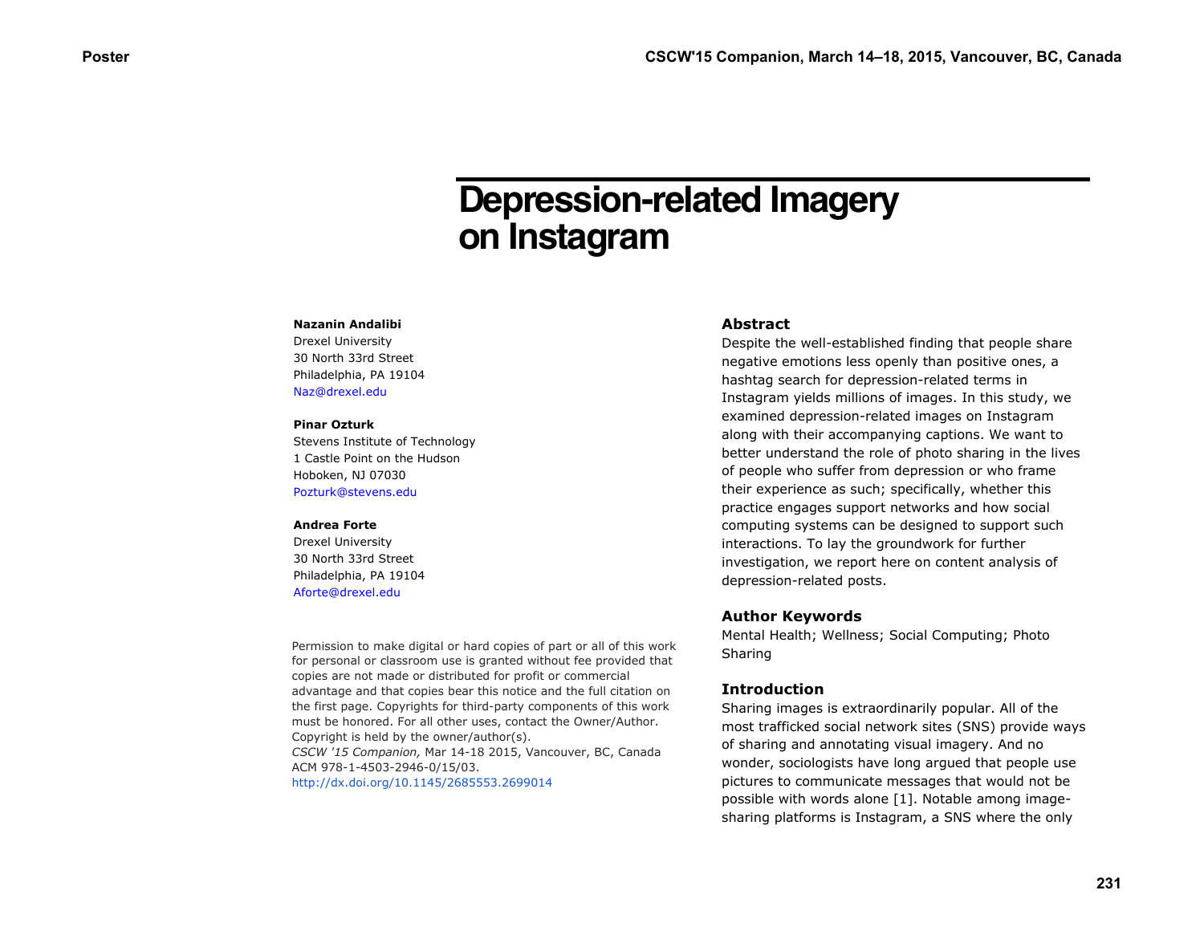# Depression-related Imagery on Instagram

**Nazanin Andalibi**
Drexel University
30 North 33rd Street
Philadelphia, PA 19104
Naz@drexel.edu

**Pinar Ozturk**
Stevens Institute of Technology
1 Castle Point on the Hudson
Hoboken, NJ 07030
Pozturk@stevens.edu

**Andrea Forte**
Drexel University
30 North 33rd Street
Philadelphia, PA 19104
Aforte@drexel.edu

Permission to make digital or hard copies of part or all of this work for personal or classroom use is granted without fee provided that copies are not made or distributed for profit or commercial advantage and that copies bear this notice and the full citation on the first page. Copyrights for third-party components of this work must be honored. For all other uses, contact the Owner/Author. Copyright is held by the owner/author(s).
*CSCW '15 Companion,* Mar 14-18 2015, Vancouver, BC, Canada
ACM 978-1-4503-2946-0/15/03.
http://dx.doi.org/10.1145/2685553.2699014

## Abstract

Despite the well-established finding that people share negative emotions less openly than positive ones, a hashtag search for depression-related terms in Instagram yields millions of images. In this study, we examined depression-related images on Instagram along with their accompanying captions. We want to better understand the role of photo sharing in the lives of people who suffer from depression or who frame their experience as such; specifically, whether this practice engages support networks and how social computing systems can be designed to support such interactions. To lay the groundwork for further investigation, we report here on content analysis of depression-related posts.

## Author Keywords

Mental Health; Wellness; Social Computing; Photo Sharing

## Introduction

Sharing images is extraordinarily popular. All of the most trafficked social network sites (SNS) provide ways of sharing and annotating visual imagery. And no wonder, sociologists have long argued that people use pictures to communicate messages that would not be possible with words alone [1]. Notable among image-sharing platforms is Instagram, a SNS where the only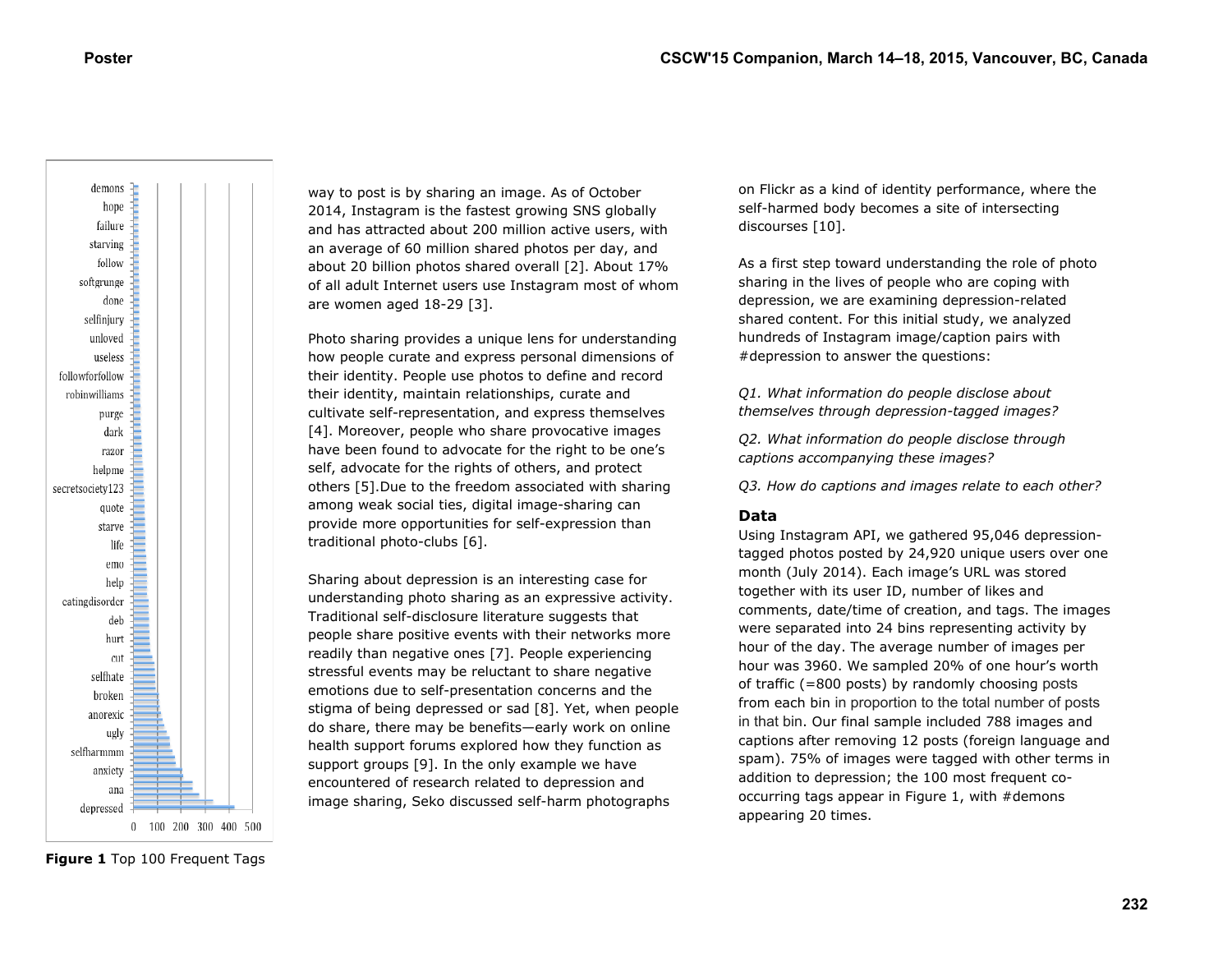way to post is by sharing an image. As of October 2014, Instagram is the fastest growing SNS globally and has attracted about 200 million active users, with an average of 60 million shared photos per day, and about 20 billion photos shared overall [2]. About 17% of all adult Internet users use Instagram most of whom are women aged 18-29 [3].

Photo sharing provides a unique lens for understanding how people curate and express personal dimensions of their identity. People use photos to define and record their identity, maintain relationships, curate and cultivate self-representation, and express themselves [4]. Moreover, people who share provocative images have been found to advocate for the right to be one's self, advocate for the rights of others, and protect others [5].Due to the freedom associated with sharing among weak social ties, digital image-sharing can provide more opportunities for self-expression than traditional photo-clubs [6].

Sharing about depression is an interesting case for understanding photo sharing as an expressive activity. Traditional self-disclosure literature suggests that people share positive events with their networks more readily than negative ones [7]. People experiencing stressful events may be reluctant to share negative emotions due to self-presentation concerns and the stigma of being depressed or sad [8]. Yet, when people do share, there may be benefits—early work on online health support forums explored how they function as support groups [9]. In the only example we have encountered of research related to depression and image sharing, Seko discussed self-harm photographs on Flickr as a kind of identity performance, where the self-harmed body becomes a site of intersecting discourses [10].

As a first step toward understanding the role of photo sharing in the lives of people who are coping with depression, we are examining depression-related shared content. For this initial study, we analyzed hundreds of Instagram image/caption pairs with #depression to answer the questions:

*Q1. What information do people disclose about themselves through depression-tagged images?*

*Q2. What information do people disclose through captions accompanying these images?*

*Q3. How do captions and images relate to each other?*

## Data

Using Instagram API, we gathered 95,046 depression-tagged photos posted by 24,920 unique users over one month (July 2014). Each image's URL was stored together with its user ID, number of likes and comments, date/time of creation, and tags. The images were separated into 24 bins representing activity by hour of the day. The average number of images per hour was 3960. We sampled 20% of one hour's worth of traffic (=800 posts) by randomly choosing posts from each bin in proportion to the total number of posts in that bin. Our final sample included 788 images and captions after removing 12 posts (foreign language and spam). 75% of images were tagged with other terms in addition to depression; the 100 most frequent co-occurring tags appear in Figure 1, with #demons appearing 20 times.

**Figure 1** Top 100 Frequent Tags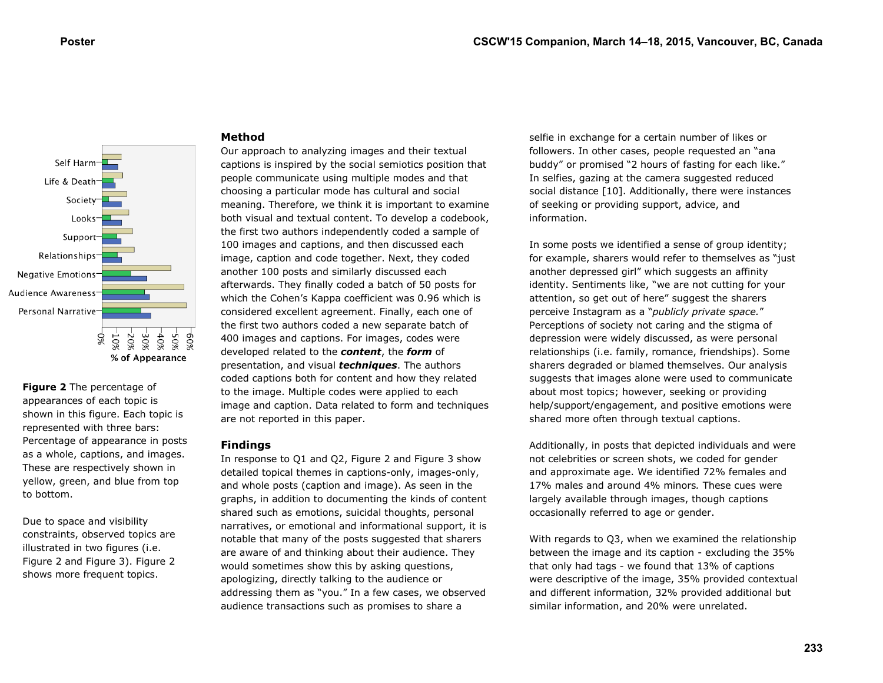Self Harm
Life & Death
Society
Looks
Support
Relationships
Negative Emotions
Audience Awareness
Personal Narrative

0%
10%
20%
30%
40%
50%
60%
% of Appearance

**Figure 2** The percentage of appearances of each topic is shown in this figure. Each topic is represented with three bars: Percentage of appearance in posts as a whole, captions, and images. These are respectively shown in yellow, green, and blue from top to bottom.

Due to space and visibility constraints, observed topics are illustrated in two figures (i.e. Figure 2 and Figure 3). Figure 2 shows more frequent topics.

### Method

Our approach to analyzing images and their textual captions is inspired by the social semiotics position that people communicate using multiple modes and that choosing a particular mode has cultural and social meaning. Therefore, we think it is important to examine both visual and textual content. To develop a codebook, the first two authors independently coded a sample of 100 images and captions, and then discussed each image, caption and code together. Next, they coded another 100 posts and similarly discussed each afterwards. They finally coded a batch of 50 posts for which the Cohen's Kappa coefficient was 0.96 which is considered excellent agreement. Finally, each one of the first two authors coded a new separate batch of 400 images and captions. For images, codes were developed related to the ***content***, the ***form*** of presentation, and visual ***techniques***. The authors coded captions both for content and how they related to the image. Multiple codes were applied to each image and caption. Data related to form and techniques are not reported in this paper.

### Findings

In response to Q1 and Q2, Figure 2 and Figure 3 show detailed topical themes in captions-only, images-only, and whole posts (caption and image). As seen in the graphs, in addition to documenting the kinds of content shared such as emotions, suicidal thoughts, personal narratives, or emotional and informational support, it is notable that many of the posts suggested that sharers are aware of and thinking about their audience. They would sometimes show this by asking questions, apologizing, directly talking to the audience or addressing them as "you." In a few cases, we observed audience transactions such as promises to share a selfie in exchange for a certain number of likes or followers. In other cases, people requested an "ana buddy" or promised "2 hours of fasting for each like." In selfies, gazing at the camera suggested reduced social distance [10]. Additionally, there were instances of seeking or providing support, advice, and information.

In some posts we identified a sense of group identity; for example, sharers would refer to themselves as "just another depressed girl" which suggests an affinity identity. Sentiments like, "we are not cutting for your attention, so get out of here" suggest the sharers perceive Instagram as a "*publicly private space.*" Perceptions of society not caring and the stigma of depression were widely discussed, as were personal relationships (i.e. family, romance, friendships). Some sharers degraded or blamed themselves. Our analysis suggests that images alone were used to communicate about most topics; however, seeking or providing help/support/engagement, and positive emotions were shared more often through textual captions.

Additionally, in posts that depicted individuals and were not celebrities or screen shots, we coded for gender and approximate age. We identified 72% females and 17% males and around 4% minors. These cues were largely available through images, though captions occasionally referred to age or gender.

With regards to Q3, when we examined the relationship between the image and its caption - excluding the 35% that only had tags - we found that 13% of captions were descriptive of the image, 35% provided contextual and different information, 32% provided additional but similar information, and 20% were unrelated.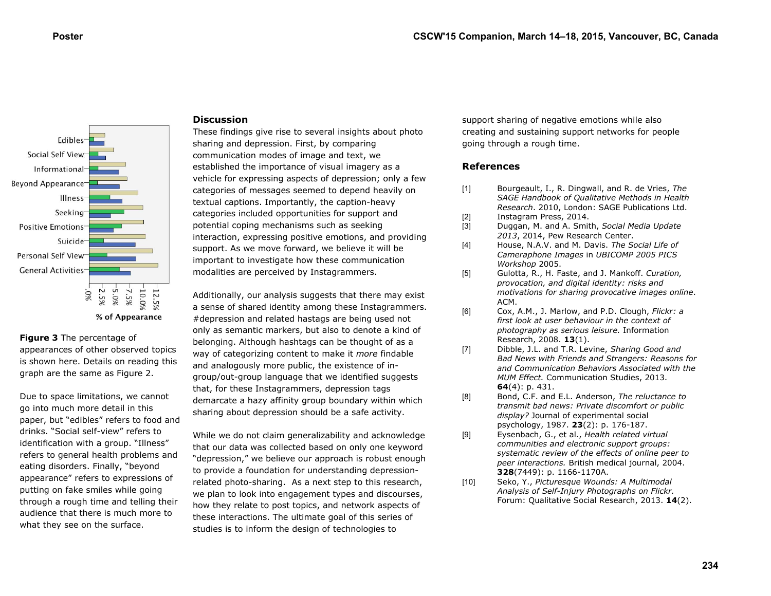Edibles
Social Self View
Informational
Beyond Appearance
Illness
Seeking
Positive Emotions
Suicide
Personal Self View
General Activities

.0%
2.5%
5.0%
7.5%
10.0%
12.5%

% of Appearance

**Figure 3** The percentage of appearances of other observed topics is shown here. Details on reading this graph are the same as Figure 2.

Due to space limitations, we cannot go into much more detail in this paper, but "edibles" refers to food and drinks. "Social self-view" refers to identification with a group. "Illness" refers to general health problems and eating disorders. Finally, "beyond appearance" refers to expressions of putting on fake smiles while going through a rough time and telling their audience that there is much more to what they see on the surface.

## Discussion

These findings give rise to several insights about photo sharing and depression. First, by comparing communication modes of image and text, we established the importance of visual imagery as a vehicle for expressing aspects of depression; only a few categories of messages seemed to depend heavily on textual captions. Importantly, the caption-heavy categories included opportunities for support and potential coping mechanisms such as seeking interaction, expressing positive emotions, and providing support. As we move forward, we believe it will be important to investigate how these communication modalities are perceived by Instagrammers.

Additionally, our analysis suggests that there may exist a sense of shared identity among these Instagrammers. #depression and related hastags are being used not only as semantic markers, but also to denote a kind of belonging. Although hashtags can be thought of as a way of categorizing content to make it *more* findable and analogously more public, the existence of in-group/out-group language that we identified suggests that, for these Instagrammers, depression tags demarcate a hazy affinity group boundary within which sharing about depression should be a safe activity.

While we do not claim generalizability and acknowledge that our data was collected based on only one keyword "depression," we believe our approach is robust enough to provide a foundation for understanding depression-related photo-sharing. As a next step to this research, we plan to look into engagement types and discourses, how they relate to post topics, and network aspects of these interactions. The ultimate goal of this series of studies is to inform the design of technologies to support sharing of negative emotions while also creating and sustaining support networks for people going through a rough time.

## References

[1] Bourgeault, I., R. Dingwall, and R. de Vries, *The SAGE Handbook of Qualitative Methods in Health Research*. 2010, London: SAGE Publications Ltd.

[2] Instagram Press, 2014.

[3] Duggan, M. and A. Smith, *Social Media Update 2013*, 2014, Pew Research Center.

[4] House, N.A.V. and M. Davis. *The Social Life of Cameraphone Images* in *UBICOMP 2005 PICS Workshop* 2005.

[5] Gulotta, R., H. Faste, and J. Mankoff. *Curation, provocation, and digital identity: risks and motivations for sharing provocative images online*. ACM.

[6] Cox, A.M., J. Marlow, and P.D. Clough, *Flickr: a first look at user behaviour in the context of photography as serious leisure.* Information Research, 2008. **13**(1).

[7] Dibble, J.L. and T.R. Levine, *Sharing Good and Bad News with Friends and Strangers: Reasons for and Communication Behaviors Associated with the MUM Effect.* Communication Studies, 2013. **64**(4): p. 431.

[8] Bond, C.F. and E.L. Anderson, *The reluctance to transmit bad news: Private discomfort or public display?* Journal of experimental social psychology, 1987. **23**(2): p. 176-187.

[9] Eysenbach, G., et al., *Health related virtual communities and electronic support groups: systematic review of the effects of online peer to peer interactions.* British medical journal, 2004. **328**(7449): p. 1166-1170A.

[10] Seko, Y., *Picturesque Wounds: A Multimodal Analysis of Self-Injury Photographs on Flickr.* Forum: Qualitative Social Research, 2013. **14**(2).